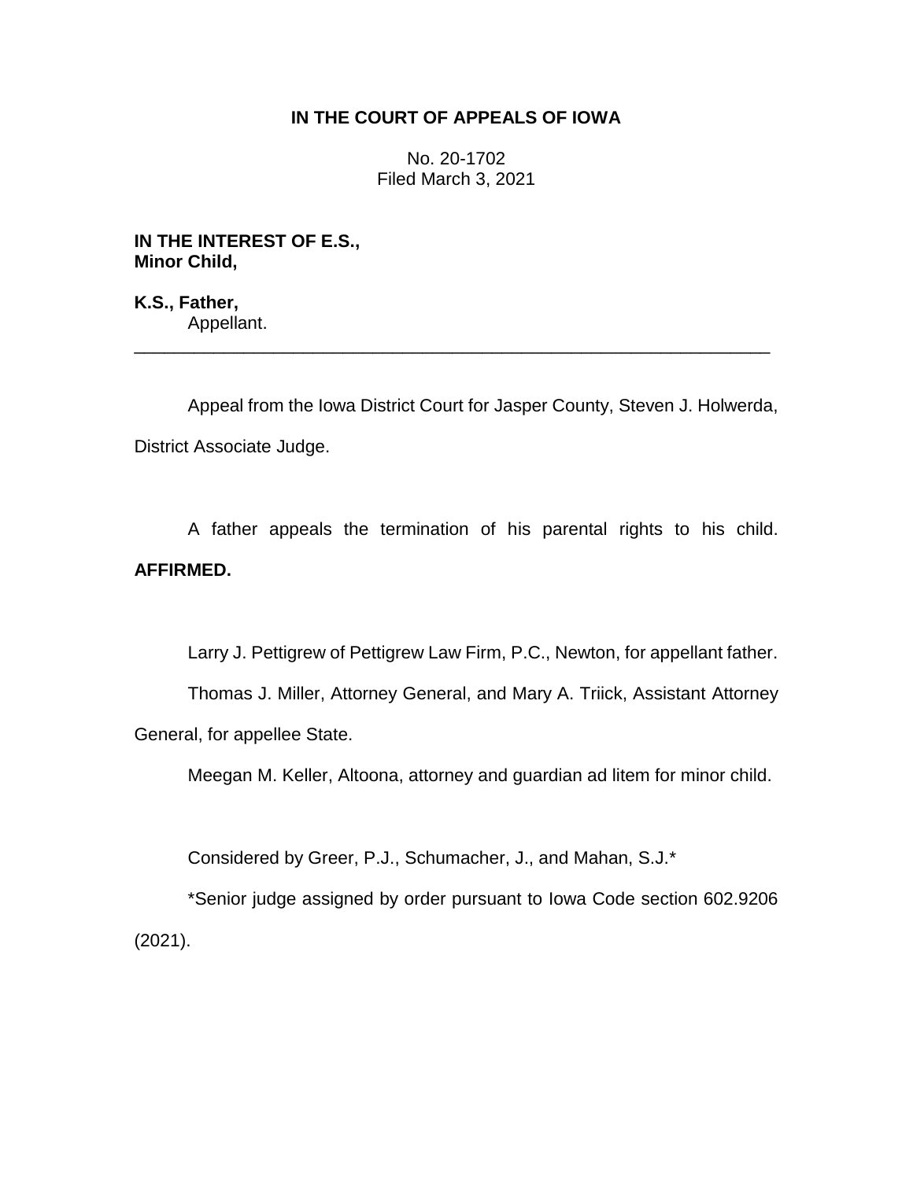**IN THE COURT OF APPEALS OF IOWA**

No. 20-1702
Filed March 3, 2021

**IN THE INTEREST OF E.S., Minor Child,**

**K.S., Father,**
Appellant.

---

Appeal from the Iowa District Court for Jasper County, Steven J. Holwerda, District Associate Judge.

A father appeals the termination of his parental rights to his child. **AFFIRMED.**

Larry J. Pettigrew of Pettigrew Law Firm, P.C., Newton, for appellant father.

Thomas J. Miller, Attorney General, and Mary A. Triick, Assistant Attorney General, for appellee State.

Meegan M. Keller, Altoona, attorney and guardian ad litem for minor child.

Considered by Greer, P.J., Schumacher, J., and Mahan, S.J.*

*Senior judge assigned by order pursuant to Iowa Code section 602.9206 (2021).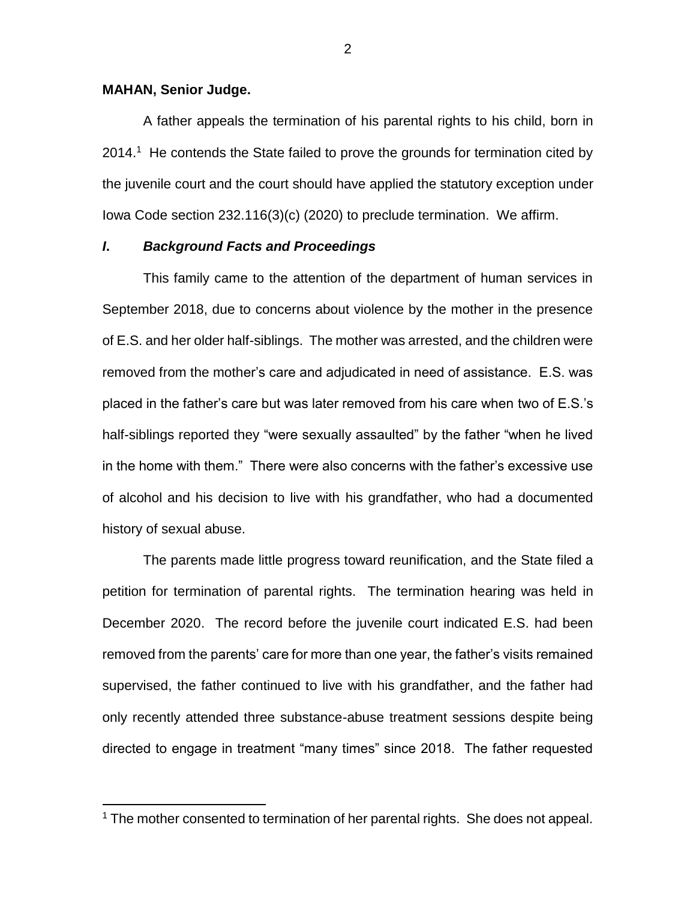**MAHAN, Senior Judge.**

A father appeals the termination of his parental rights to his child, born in 2014.[1] He contends the State failed to prove the grounds for termination cited by the juvenile court and the court should have applied the statutory exception under Iowa Code section 232.116(3)(c) (2020) to preclude termination. We affirm.

## *I. Background Facts and Proceedings*

This family came to the attention of the department of human services in September 2018, due to concerns about violence by the mother in the presence of E.S. and her older half-siblings. The mother was arrested, and the children were removed from the mother's care and adjudicated in need of assistance. E.S. was placed in the father's care but was later removed from his care when two of E.S.'s half-siblings reported they "were sexually assaulted" by the father "when he lived in the home with them." There were also concerns with the father's excessive use of alcohol and his decision to live with his grandfather, who had a documented history of sexual abuse.

The parents made little progress toward reunification, and the State filed a petition for termination of parental rights. The termination hearing was held in December 2020. The record before the juvenile court indicated E.S. had been removed from the parents' care for more than one year, the father's visits remained supervised, the father continued to live with his grandfather, and the father had only recently attended three substance-abuse treatment sessions despite being directed to engage in treatment "many times" since 2018. The father requested

[1] The mother consented to termination of her parental rights. She does not appeal.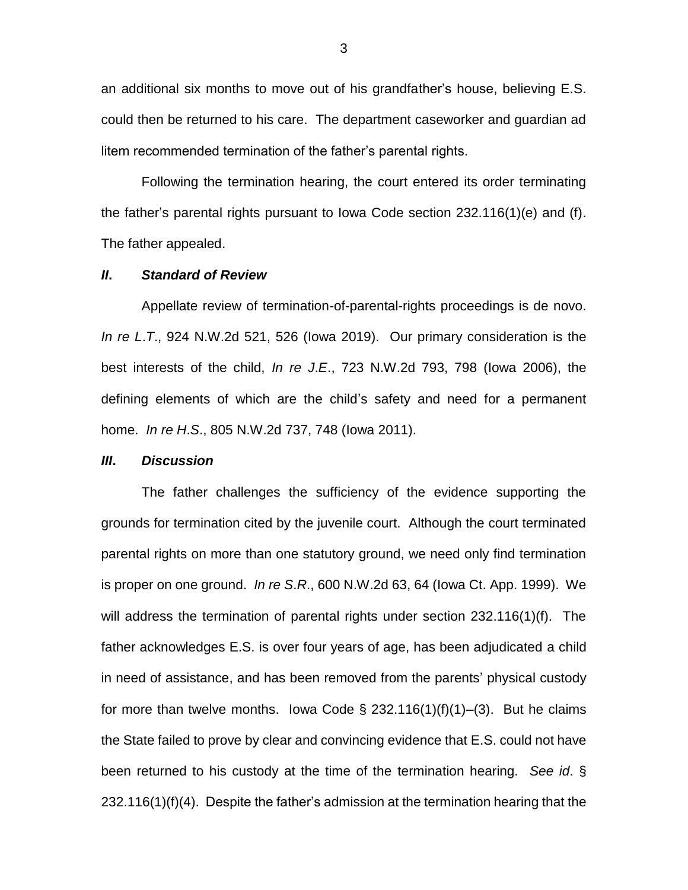an additional six months to move out of his grandfather's house, believing E.S. could then be returned to his care. The department caseworker and guardian ad litem recommended termination of the father's parental rights.

Following the termination hearing, the court entered its order terminating the father's parental rights pursuant to Iowa Code section 232.116(1)(e) and (f). The father appealed.

### *II. Standard of Review*

Appellate review of termination-of-parental-rights proceedings is de novo. *In re L.T.*, 924 N.W.2d 521, 526 (Iowa 2019). Our primary consideration is the best interests of the child, *In re J.E.*, 723 N.W.2d 793, 798 (Iowa 2006), the defining elements of which are the child's safety and need for a permanent home. *In re H.S.*, 805 N.W.2d 737, 748 (Iowa 2011).

### *III. Discussion*

The father challenges the sufficiency of the evidence supporting the grounds for termination cited by the juvenile court. Although the court terminated parental rights on more than one statutory ground, we need only find termination is proper on one ground. *In re S.R.*, 600 N.W.2d 63, 64 (Iowa Ct. App. 1999). We will address the termination of parental rights under section 232.116(1)(f). The father acknowledges E.S. is over four years of age, has been adjudicated a child in need of assistance, and has been removed from the parents' physical custody for more than twelve months. Iowa Code § 232.116(1)(f)(1)–(3). But he claims the State failed to prove by clear and convincing evidence that E.S. could not have been returned to his custody at the time of the termination hearing. *See id*. § 232.116(1)(f)(4). Despite the father's admission at the termination hearing that the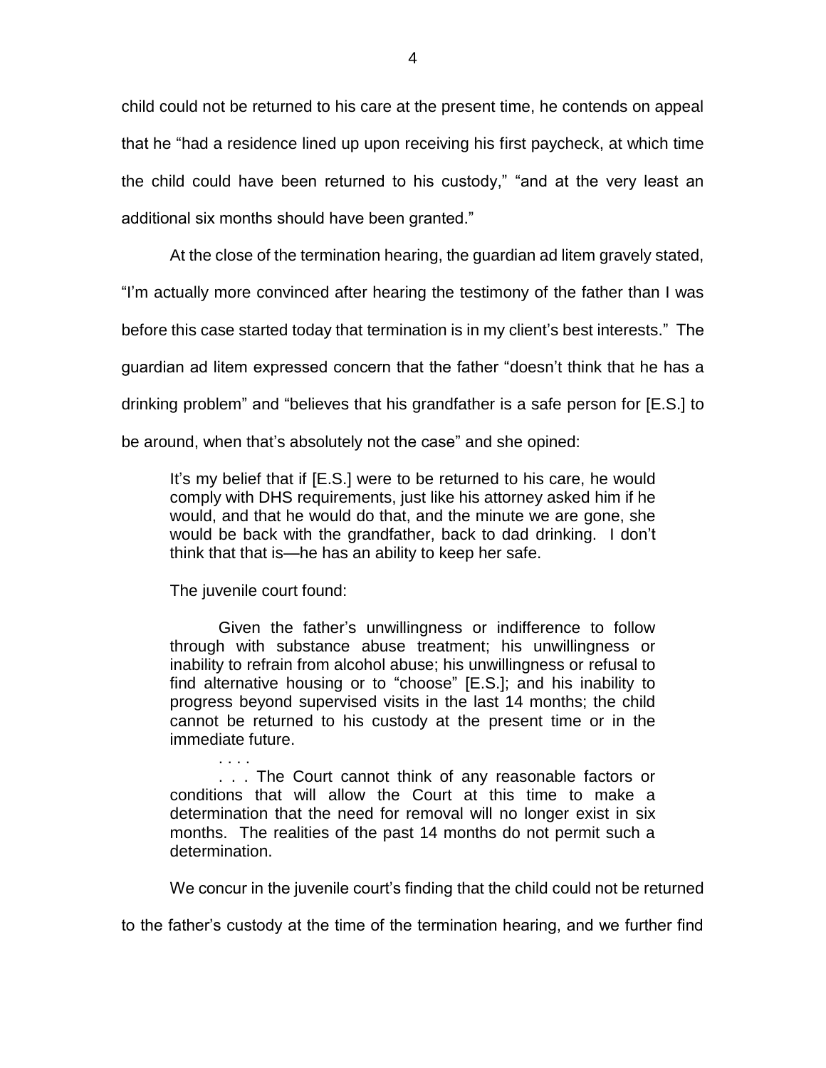child could not be returned to his care at the present time, he contends on appeal that he "had a residence lined up upon receiving his first paycheck, at which time the child could have been returned to his custody," "and at the very least an additional six months should have been granted."

At the close of the termination hearing, the guardian ad litem gravely stated, "I'm actually more convinced after hearing the testimony of the father than I was before this case started today that termination is in my client's best interests." The guardian ad litem expressed concern that the father "doesn't think that he has a drinking problem" and "believes that his grandfather is a safe person for [E.S.] to be around, when that's absolutely not the case" and she opined:

> It's my belief that if [E.S.] were to be returned to his care, he would comply with DHS requirements, just like his attorney asked him if he would, and that he would do that, and the minute we are gone, she would be back with the grandfather, back to dad drinking. I don't think that that is—he has an ability to keep her safe.

The juvenile court found:

> Given the father's unwillingness or indifference to follow through with substance abuse treatment; his unwillingness or inability to refrain from alcohol abuse; his unwillingness or refusal to find alternative housing or to "choose" [E.S.]; and his inability to progress beyond supervised visits in the last 14 months; the child cannot be returned to his custody at the present time or in the immediate future.
>
> . . . .
>
> . . . The Court cannot think of any reasonable factors or conditions that will allow the Court at this time to make a determination that the need for removal will no longer exist in six months. The realities of the past 14 months do not permit such a determination.

We concur in the juvenile court's finding that the child could not be returned to the father's custody at the time of the termination hearing, and we further find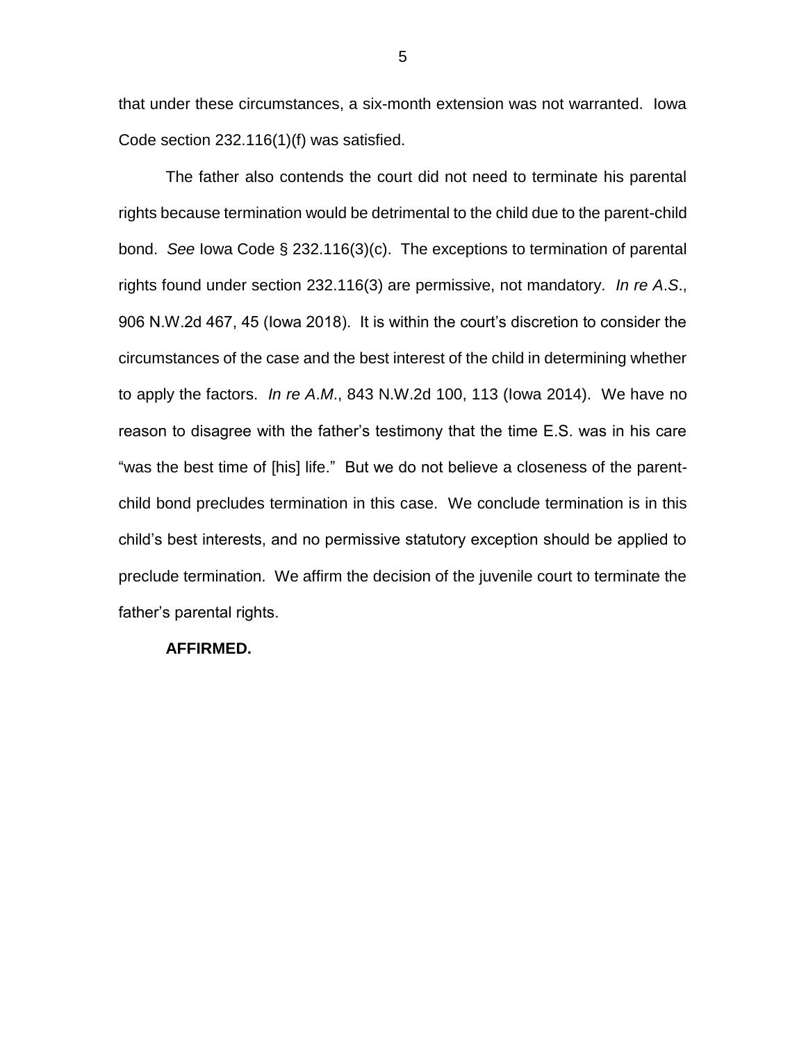that under these circumstances, a six-month extension was not warranted. Iowa Code section 232.116(1)(f) was satisfied.

The father also contends the court did not need to terminate his parental rights because termination would be detrimental to the child due to the parent-child bond. *See* Iowa Code § 232.116(3)(c). The exceptions to termination of parental rights found under section 232.116(3) are permissive, not mandatory. *In re A.S*., 906 N.W.2d 467, 45 (Iowa 2018). It is within the court's discretion to consider the circumstances of the case and the best interest of the child in determining whether to apply the factors. *In re A.M*., 843 N.W.2d 100, 113 (Iowa 2014). We have no reason to disagree with the father's testimony that the time E.S. was in his care "was the best time of [his] life." But we do not believe a closeness of the parent-child bond precludes termination in this case. We conclude termination is in this child's best interests, and no permissive statutory exception should be applied to preclude termination. We affirm the decision of the juvenile court to terminate the father's parental rights.

**AFFIRMED.**